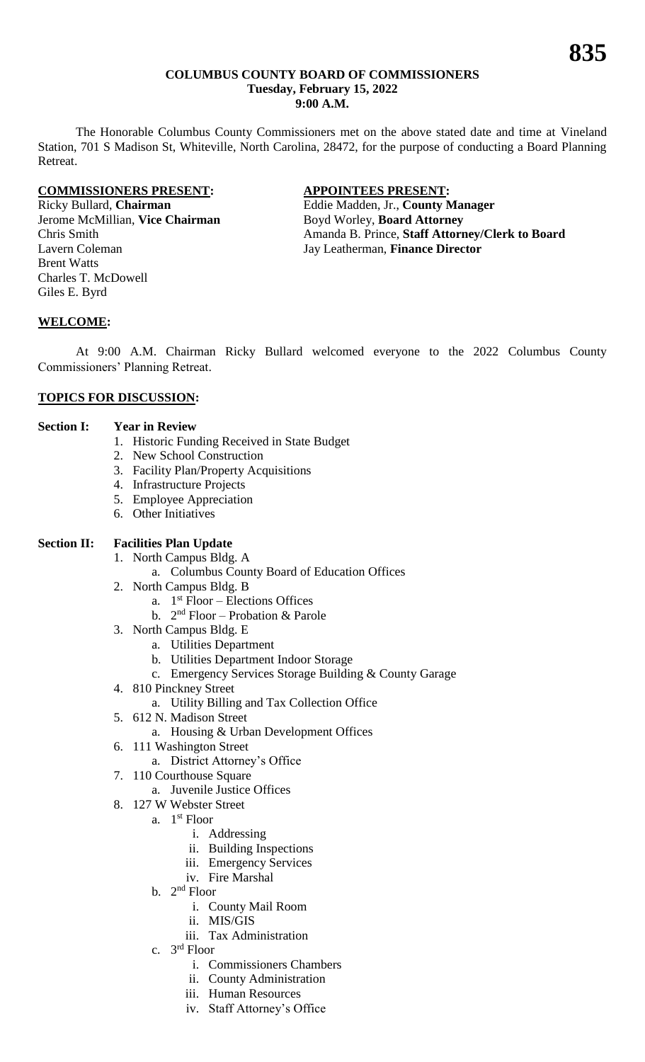**COLUMBUS COUNTY BOARD OF COMMISSIONERS**
**Tuesday, February 15, 2022**
**9:00 A.M.**

The Honorable Columbus County Commissioners met on the above stated date and time at Vineland Station, 701 S Madison St, Whiteville, North Carolina, 28472, for the purpose of conducting a Board Planning Retreat.

**COMMISSIONERS PRESENT:**

Ricky Bullard, **Chairman**
Jerome McMillian, **Vice Chairman**
Chris Smith
Lavern Coleman
Brent Watts
Charles T. McDowell
Giles E. Byrd

**APPOINTEES PRESENT:**

Eddie Madden, Jr., **County Manager**
Boyd Worley, **Board Attorney**
Amanda B. Prince, **Staff Attorney/Clerk to Board**
Jay Leatherman, **Finance Director**

**WELCOME:**

At 9:00 A.M. Chairman Ricky Bullard welcomed everyone to the 2022 Columbus County Commissioners' Planning Retreat.

**TOPICS FOR DISCUSSION:**

**Section I: Year in Review**

1. Historic Funding Received in State Budget
2. New School Construction
3. Facility Plan/Property Acquisitions
4. Infrastructure Projects
5. Employee Appreciation
6. Other Initiatives

**Section II: Facilities Plan Update**

1. North Campus Bldg. A
   a. Columbus County Board of Education Offices
2. North Campus Bldg. B
   a. 1st Floor – Elections Offices
   b. 2nd Floor – Probation & Parole
3. North Campus Bldg. E
   a. Utilities Department
   b. Utilities Department Indoor Storage
   c. Emergency Services Storage Building & County Garage
4. 810 Pinckney Street
   a. Utility Billing and Tax Collection Office
5. 612 N. Madison Street
   a. Housing & Urban Development Offices
6. 111 Washington Street
   a. District Attorney's Office
7. 110 Courthouse Square
   a. Juvenile Justice Offices
8. 127 W Webster Street
   a. 1st Floor
      i. Addressing
      ii. Building Inspections
      iii. Emergency Services
      iv. Fire Marshal
   b. 2nd Floor
      i. County Mail Room
      ii. MIS/GIS
      iii. Tax Administration
   c. 3rd Floor
      i. Commissioners Chambers
      ii. County Administration
      iii. Human Resources
      iv. Staff Attorney's Office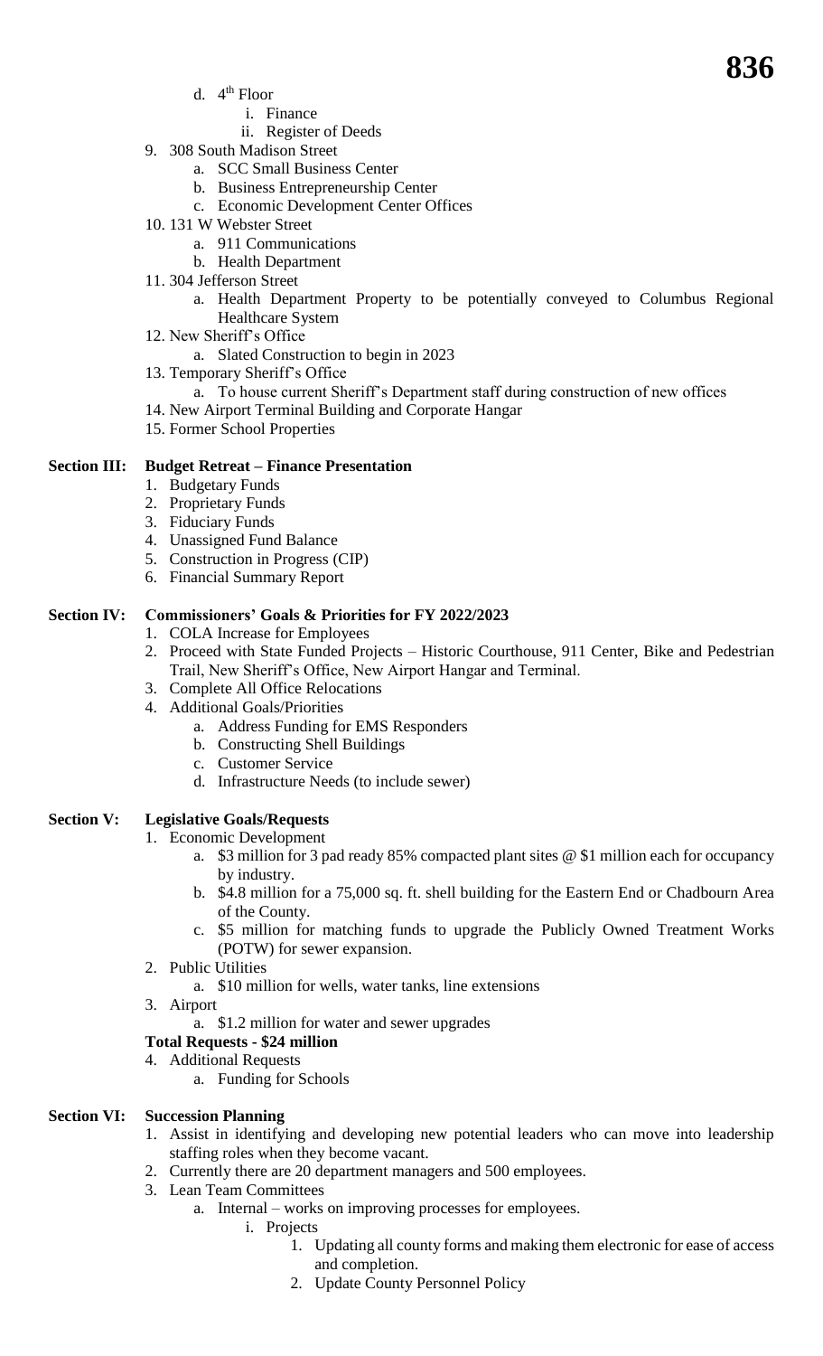d. 4th Floor
      i. Finance
      ii. Register of Deeds
9. 308 South Madison Street
   a. SCC Small Business Center
   b. Business Entrepreneurship Center
   c. Economic Development Center Offices
10. 131 W Webster Street
    a. 911 Communications
    b. Health Department
11. 304 Jefferson Street
    a. Health Department Property to be potentially conveyed to Columbus Regional Healthcare System
12. New Sheriff's Office
    a. Slated Construction to begin in 2023
13. Temporary Sheriff's Office
    a. To house current Sheriff's Department staff during construction of new offices
14. New Airport Terminal Building and Corporate Hangar
15. Former School Properties

**Section III: Budget Retreat – Finance Presentation**

1. Budgetary Funds
2. Proprietary Funds
3. Fiduciary Funds
4. Unassigned Fund Balance
5. Construction in Progress (CIP)
6. Financial Summary Report

**Section IV: Commissioners' Goals & Priorities for FY 2022/2023**

1. COLA Increase for Employees
2. Proceed with State Funded Projects – Historic Courthouse, 911 Center, Bike and Pedestrian Trail, New Sheriff's Office, New Airport Hangar and Terminal.
3. Complete All Office Relocations
4. Additional Goals/Priorities
   a. Address Funding for EMS Responders
   b. Constructing Shell Buildings
   c. Customer Service
   d. Infrastructure Needs (to include sewer)

**Section V: Legislative Goals/Requests**

1. Economic Development
   a. $3 million for 3 pad ready 85% compacted plant sites @ $1 million each for occupancy by industry.
   b. $4.8 million for a 75,000 sq. ft. shell building for the Eastern End or Chadbourn Area of the County.
   c. $5 million for matching funds to upgrade the Publicly Owned Treatment Works (POTW) for sewer expansion.
2. Public Utilities
   a. $10 million for wells, water tanks, line extensions
3. Airport
   a. $1.2 million for water and sewer upgrades

**Total Requests - $24 million**

4. Additional Requests
   a. Funding for Schools

**Section VI: Succession Planning**

1. Assist in identifying and developing new potential leaders who can move into leadership staffing roles when they become vacant.
2. Currently there are 20 department managers and 500 employees.
3. Lean Team Committees
   a. Internal – works on improving processes for employees.
      i. Projects
         1. Updating all county forms and making them electronic for ease of access and completion.
         2. Update County Personnel Policy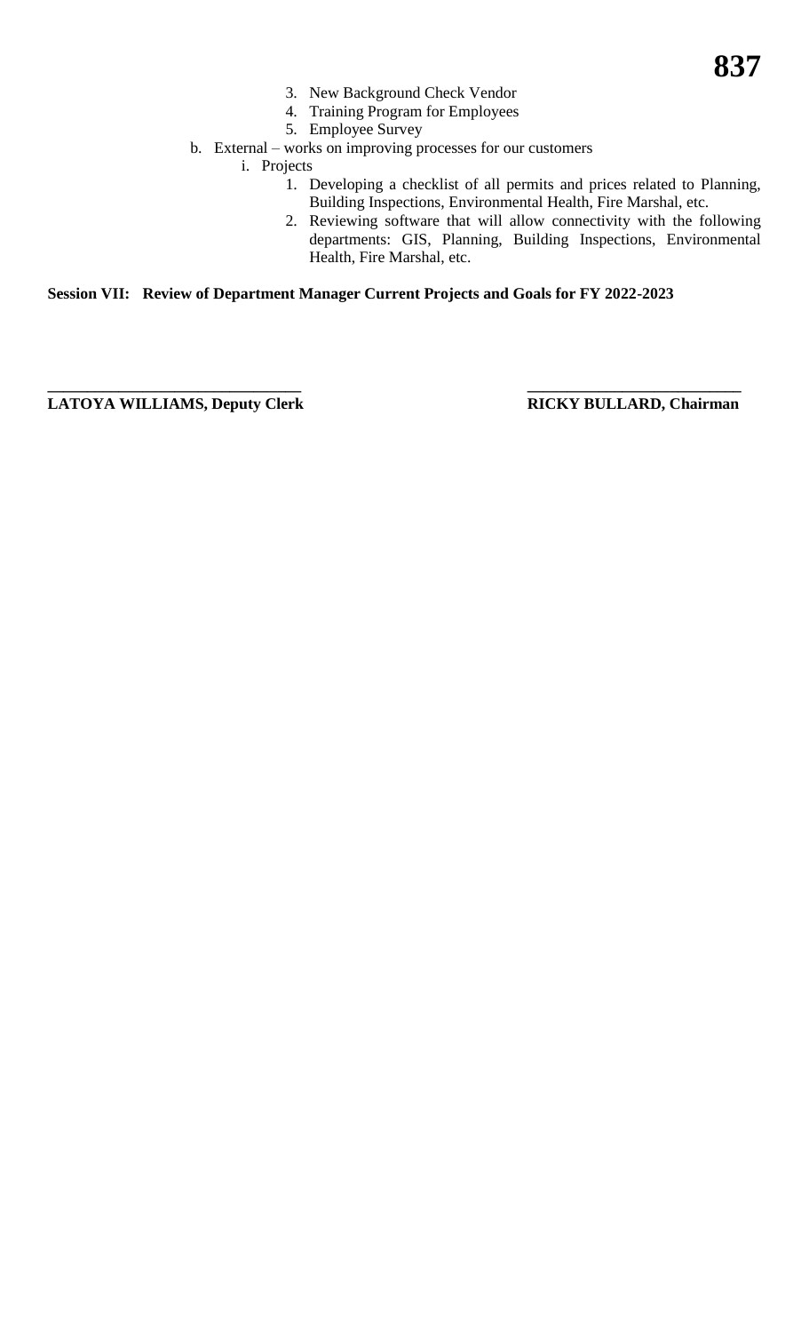3. New Background Check Vendor
4. Training Program for Employees
5. Employee Survey

b. External – works on improving processes for our customers

   i. Projects

      1. Developing a checklist of all permits and prices related to Planning, Building Inspections, Environmental Health, Fire Marshal, etc.
      2. Reviewing software that will allow connectivity with the following departments: GIS, Planning, Building Inspections, Environmental Health, Fire Marshal, etc.

**Session VII: Review of Department Manager Current Projects and Goals for FY 2022-2023**

| ________________________________ | ___________________________ |
| --- | --- |
| **LATOYA WILLIAMS, Deputy Clerk** | **RICKY BULLARD, Chairman** |